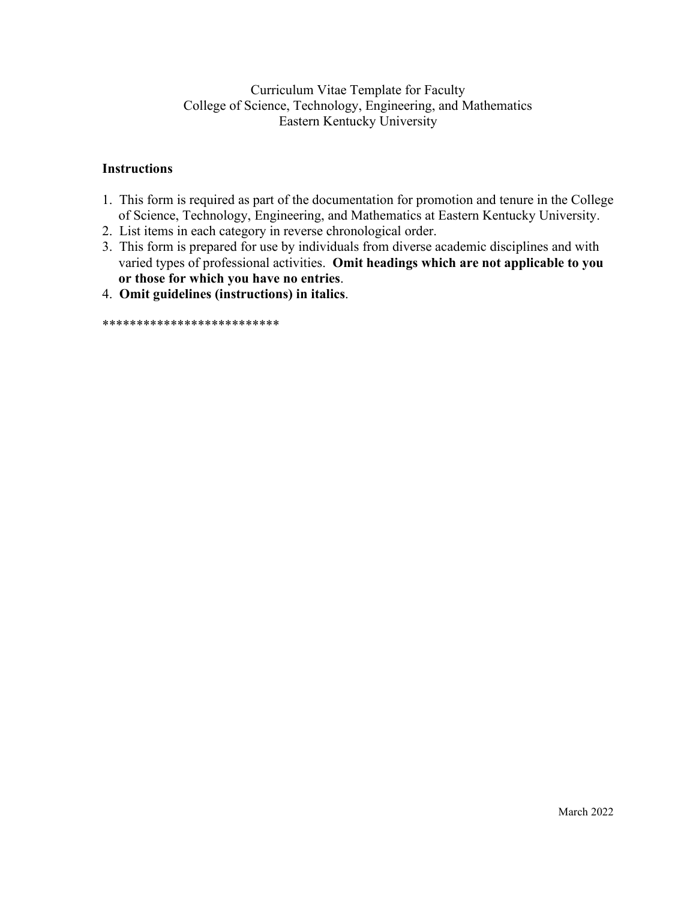Curriculum Vitae Template for Faculty
College of Science, Technology, Engineering, and Mathematics
Eastern Kentucky University

**Instructions**

1. This form is required as part of the documentation for promotion and tenure in the College of Science, Technology, Engineering, and Mathematics at Eastern Kentucky University.
2. List items in each category in reverse chronological order.
3. This form is prepared for use by individuals from diverse academic disciplines and with varied types of professional activities. **Omit headings which are not applicable to you or those for which you have no entries**.
4. **Omit guidelines (instructions) in italics**.

*************************

March 2022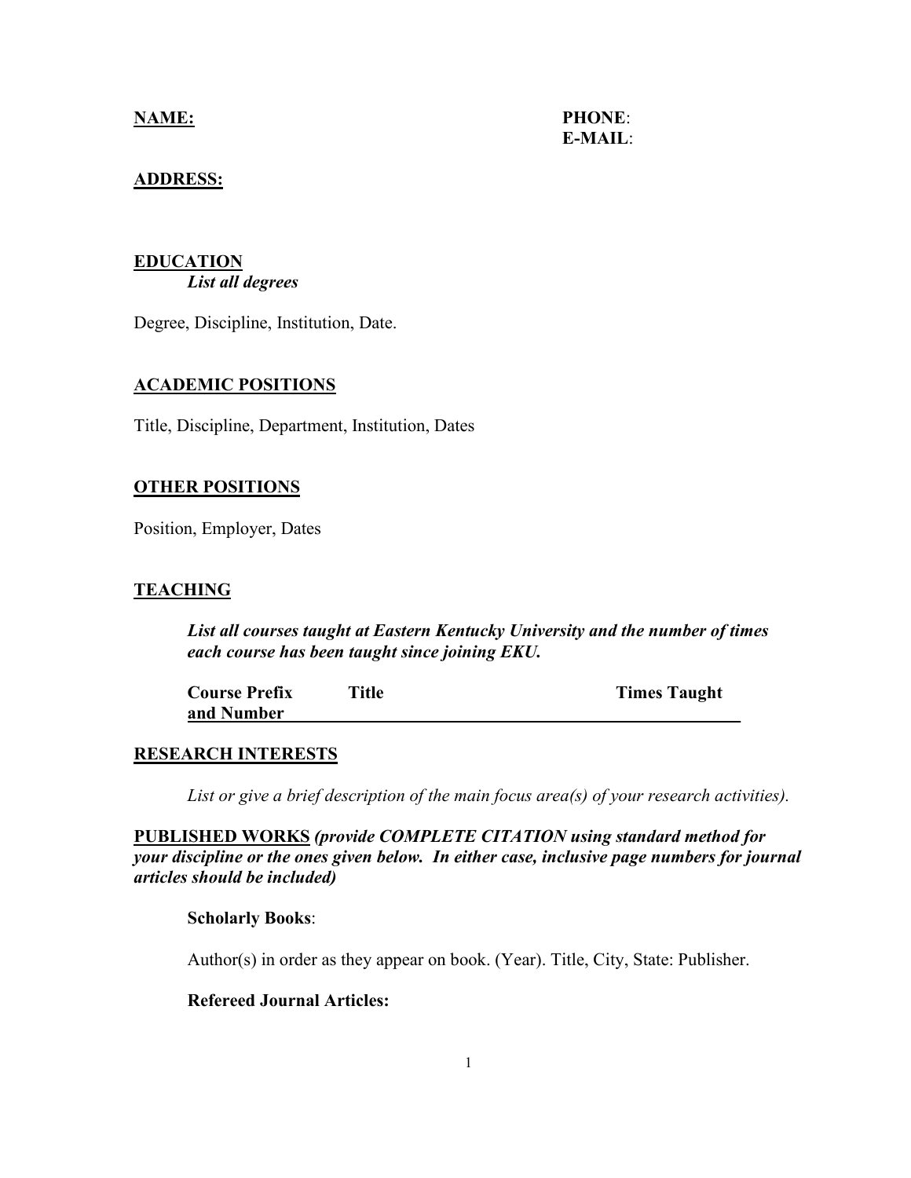**NAME:**

**PHONE**:
**E-MAIL**:

**ADDRESS:**

## EDUCATION

*List all degrees*

Degree, Discipline, Institution, Date.

## ACADEMIC POSITIONS

Title, Discipline, Department, Institution, Dates

## OTHER POSITIONS

Position, Employer, Dates

## TEACHING

***List all courses taught at Eastern Kentucky University and the number of times each course has been taught since joining EKU.***

| Course Prefix and Number | Title | Times Taught |
|---|---|---|

## RESEARCH INTERESTS

*List or give a brief description of the main focus area(s) of your research activities).*

## PUBLISHED WORKS ***(provide COMPLETE CITATION using standard method for your discipline or the ones given below. In either case, inclusive page numbers for journal articles should be included)***

**Scholarly Books**:

Author(s) in order as they appear on book. (Year). Title, City, State: Publisher.

**Refereed Journal Articles:**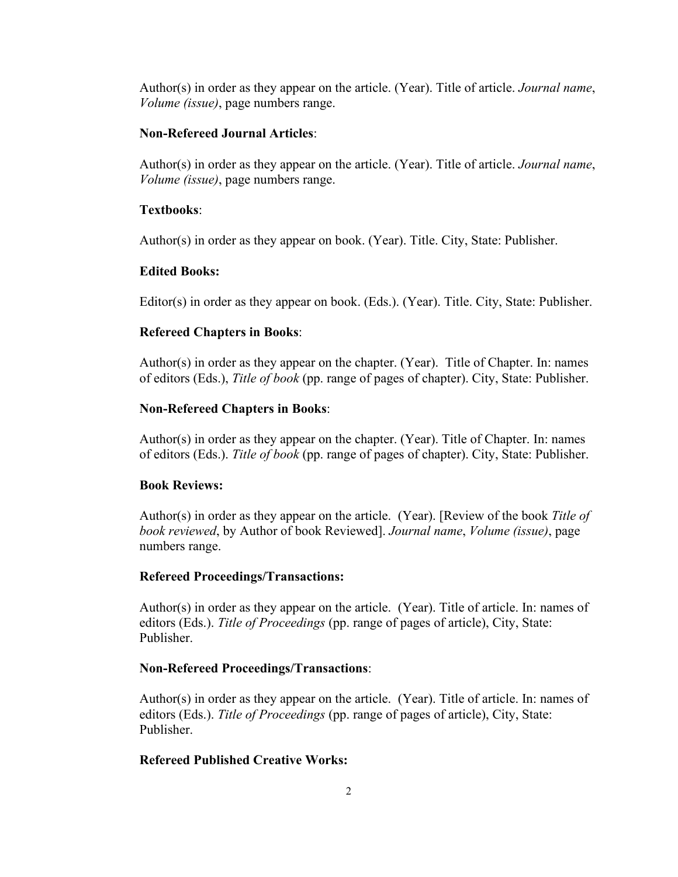Author(s) in order as they appear on the article. (Year). Title of article. *Journal name*, *Volume (issue)*, page numbers range.

**Non-Refereed Journal Articles**:

Author(s) in order as they appear on the article. (Year). Title of article. *Journal name*, *Volume (issue)*, page numbers range.

**Textbooks**:

Author(s) in order as they appear on book. (Year). Title. City, State: Publisher.

**Edited Books:**

Editor(s) in order as they appear on book. (Eds.). (Year). Title. City, State: Publisher.

**Refereed Chapters in Books**:

Author(s) in order as they appear on the chapter. (Year). Title of Chapter. In: names of editors (Eds.), *Title of book* (pp. range of pages of chapter). City, State: Publisher.

**Non-Refereed Chapters in Books**:

Author(s) in order as they appear on the chapter. (Year). Title of Chapter. In: names of editors (Eds.). *Title of book* (pp. range of pages of chapter). City, State: Publisher.

**Book Reviews:**

Author(s) in order as they appear on the article. (Year). [Review of the book *Title of book reviewed*, by Author of book Reviewed]. *Journal name*, *Volume (issue)*, page numbers range.

**Refereed Proceedings/Transactions:**

Author(s) in order as they appear on the article. (Year). Title of article. In: names of editors (Eds.). *Title of Proceedings* (pp. range of pages of article), City, State: Publisher.

**Non-Refereed Proceedings/Transactions**:

Author(s) in order as they appear on the article. (Year). Title of article. In: names of editors (Eds.). *Title of Proceedings* (pp. range of pages of article), City, State: Publisher.

**Refereed Published Creative Works:**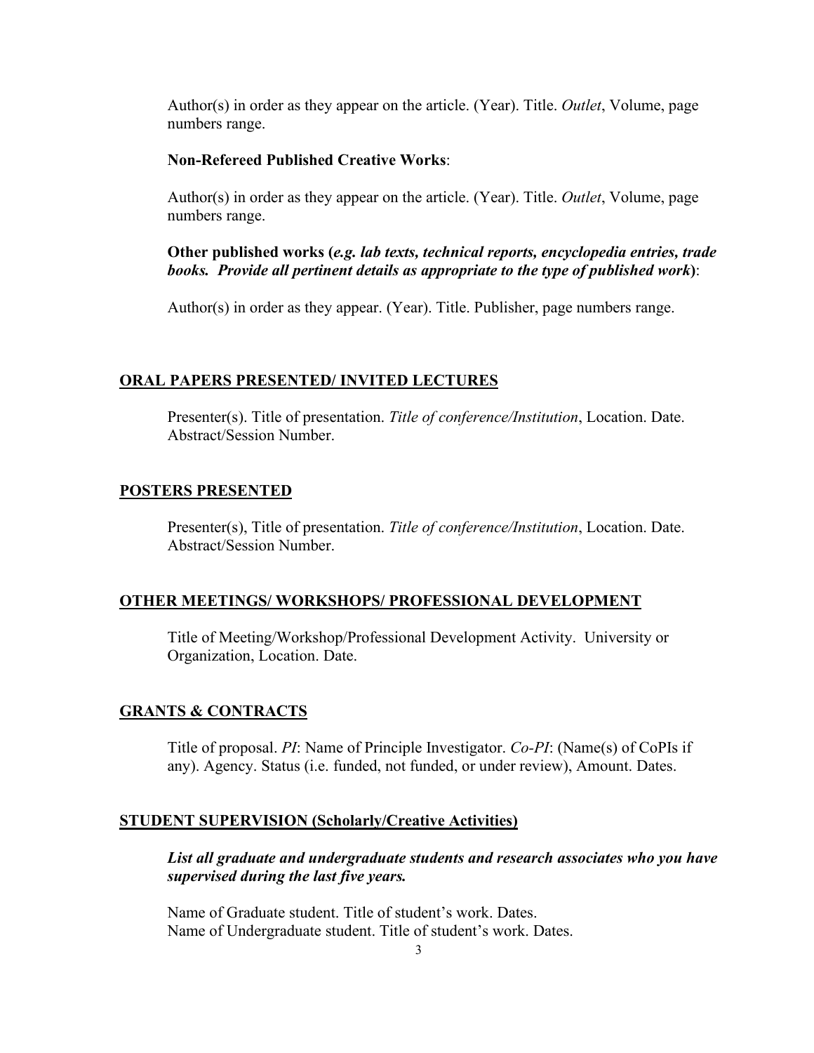Author(s) in order as they appear on the article. (Year). Title. *Outlet*, Volume, page numbers range.

**Non-Refereed Published Creative Works**:

Author(s) in order as they appear on the article. (Year). Title. *Outlet*, Volume, page numbers range.

**Other published works (*e.g. lab texts, technical reports, encyclopedia entries, trade books. Provide all pertinent details as appropriate to the type of published work*)**:

Author(s) in order as they appear. (Year). Title. Publisher, page numbers range.

## ORAL PAPERS PRESENTED/ INVITED LECTURES

Presenter(s). Title of presentation. *Title of conference/Institution*, Location. Date. Abstract/Session Number.

## POSTERS PRESENTED

Presenter(s), Title of presentation. *Title of conference/Institution*, Location. Date. Abstract/Session Number.

## OTHER MEETINGS/ WORKSHOPS/ PROFESSIONAL DEVELOPMENT

Title of Meeting/Workshop/Professional Development Activity. University or Organization, Location. Date.

## GRANTS & CONTRACTS

Title of proposal. *PI*: Name of Principle Investigator. *Co-PI*: (Name(s) of CoPIs if any). Agency. Status (i.e. funded, not funded, or under review), Amount. Dates.

## STUDENT SUPERVISION (Scholarly/Creative Activities)

***List all graduate and undergraduate students and research associates who you have supervised during the last five years.***

Name of Graduate student. Title of student's work. Dates.
Name of Undergraduate student. Title of student's work. Dates.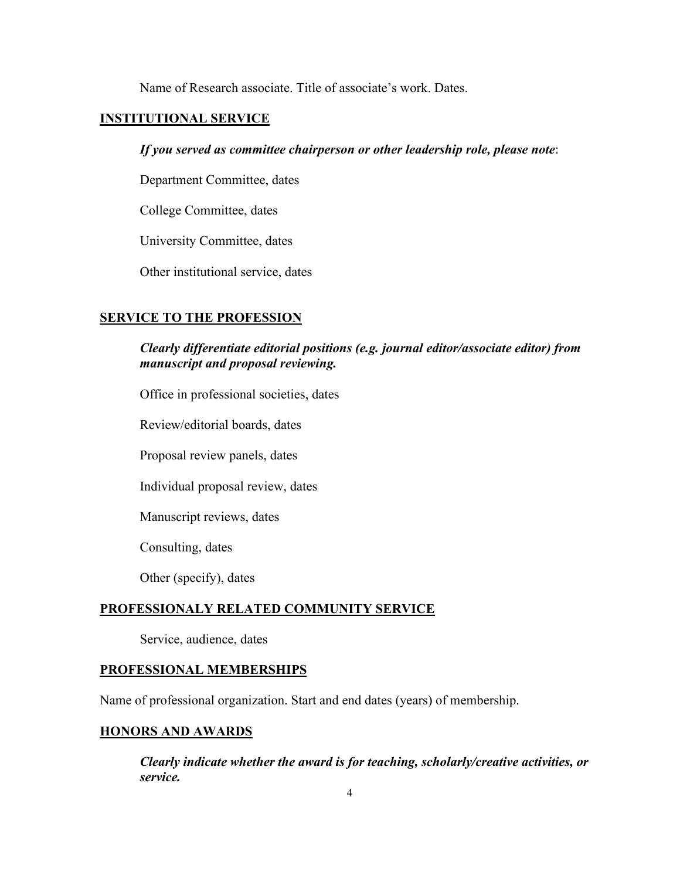Name of Research associate. Title of associate's work. Dates.

## INSTITUTIONAL SERVICE

***If you served as committee chairperson or other leadership role, please note***:

Department Committee, dates

College Committee, dates

University Committee, dates

Other institutional service, dates

## SERVICE TO THE PROFESSION

***Clearly differentiate editorial positions (e.g. journal editor/associate editor) from manuscript and proposal reviewing.***

Office in professional societies, dates

Review/editorial boards, dates

Proposal review panels, dates

Individual proposal review, dates

Manuscript reviews, dates

Consulting, dates

Other (specify), dates

## PROFESSIONALY RELATED COMMUNITY SERVICE

Service, audience, dates

## PROFESSIONAL MEMBERSHIPS

Name of professional organization. Start and end dates (years) of membership.

## HONORS AND AWARDS

***Clearly indicate whether the award is for teaching, scholarly/creative activities, or service.***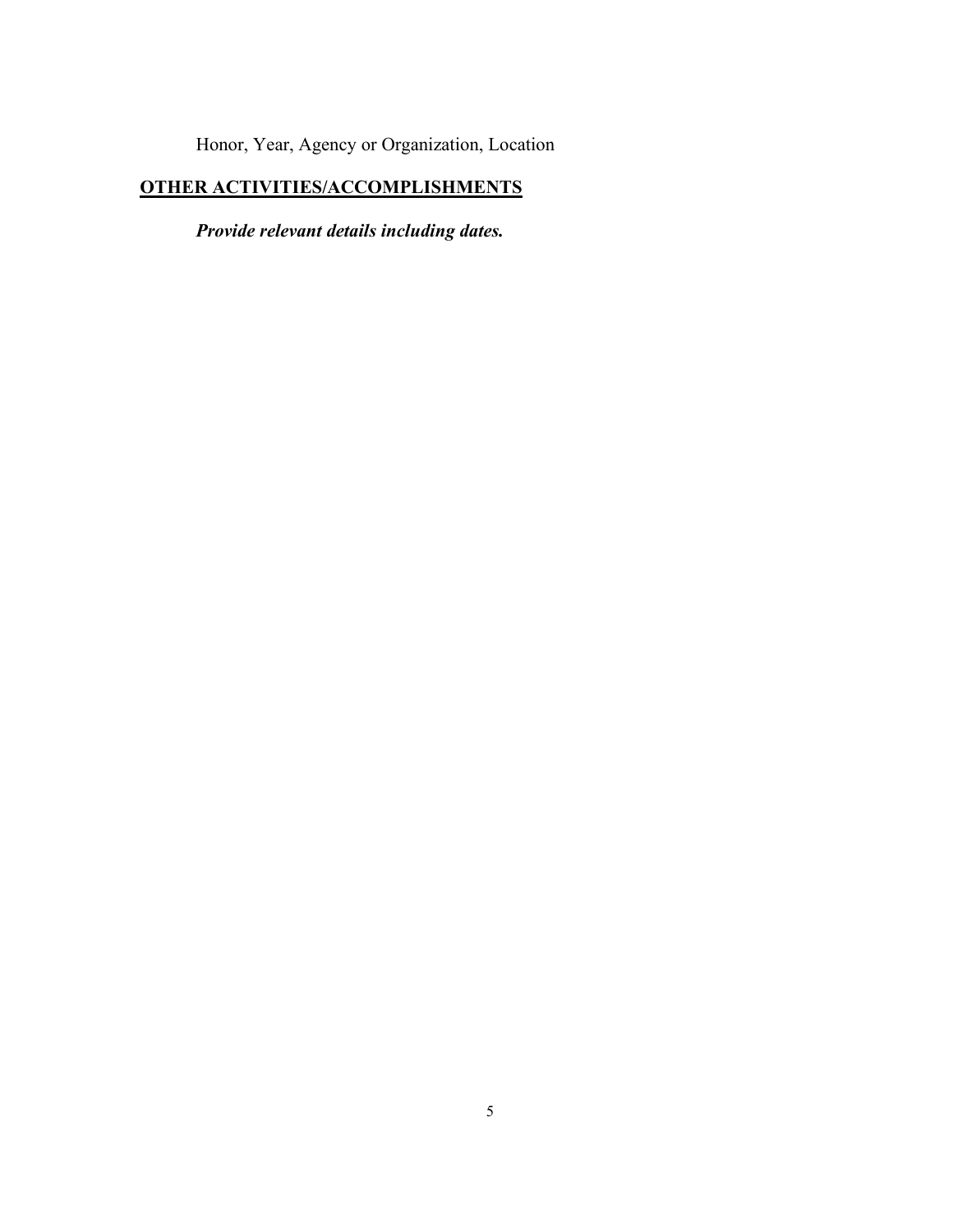Honor, Year, Agency or Organization, Location

## OTHER ACTIVITIES/ACCOMPLISHMENTS

***Provide relevant details including dates.***